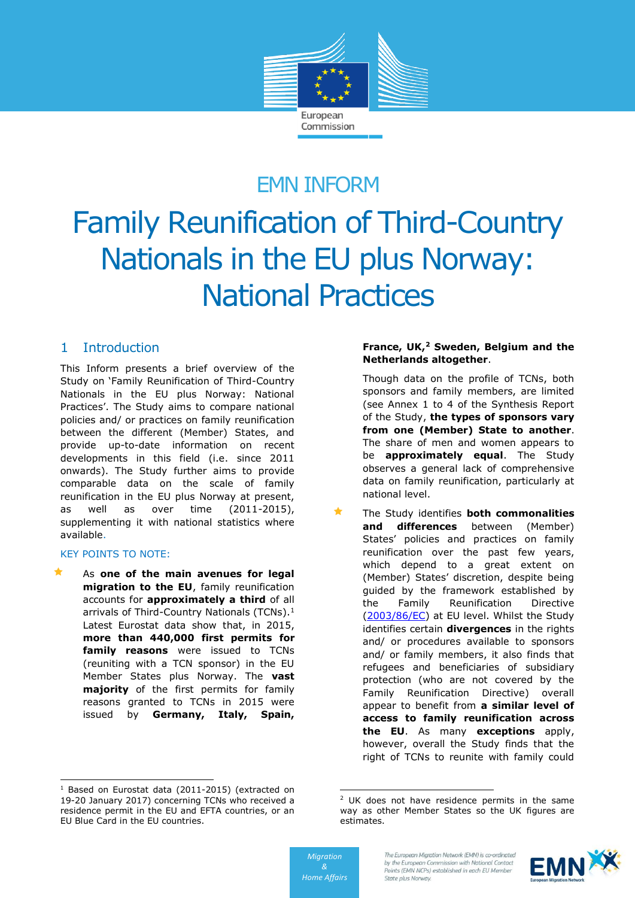EMN INFORM

# Family Reunification of Third-Country Nationals in the EU plus Norway: National Practices

## 1 Introduction

This Inform presents a brief overview of the Study on 'Family Reunification of Third-Country Nationals in the EU plus Norway: National Practices'. The Study aims to compare national policies and/ or practices on family reunification between the different (Member) States, and provide up-to-date information on recent developments in this field (i.e. since 2011 onwards). The Study further aims to provide comparable data on the scale of family reunification in the EU plus Norway at present, as well as over time (2011-2015), supplementing it with national statistics where available.

KEY POINTS TO NOTE:

- As **one of the main avenues for legal migration to the EU**, family reunification accounts for **approximately a third** of all arrivals of Third-Country Nationals (TCNs).[1] Latest Eurostat data show that, in 2015, **more than 440,000 first permits for family reasons** were issued to TCNs (reuniting with a TCN sponsor) in the EU Member States plus Norway. The **vast majority** of the first permits for family reasons granted to TCNs in 2015 were issued by **Germany, Italy, Spain, France, UK,[2] Sweden, Belgium and the Netherlands altogether**.

  Though data on the profile of TCNs, both sponsors and family members, are limited (see Annex 1 to 4 of the Synthesis Report of the Study, **the types of sponsors vary from one (Member) State to another**. The share of men and women appears to be **approximately equal**. The Study observes a general lack of comprehensive data on family reunification, particularly at national level.

- The Study identifies **both commonalities and differences** between (Member) States' policies and practices on family reunification over the past few years, which depend to a great extent on (Member) States' discretion, despite being guided by the framework established by the Family Reunification Directive ([2003/86/EC](https://eur-lex.europa.eu/legal-content/EN/ALL/?uri=CELEX:32003L0086)) at EU level. Whilst the Study identifies certain **divergences** in the rights and/ or procedures available to sponsors and/ or family members, it also finds that refugees and beneficiaries of subsidiary protection (who are not covered by the Family Reunification Directive) overall appear to benefit from **a similar level of access to family reunification across the EU**. As many **exceptions** apply, however, overall the Study finds that the right of TCNs to reunite with family could

---

[1] Based on Eurostat data (2011-2015) (extracted on 19-20 January 2017) concerning TCNs who received a residence permit in the EU and EFTA countries, or an EU Blue Card in the EU countries.

[2] UK does not have residence permits in the same way as other Member States so the UK figures are estimates.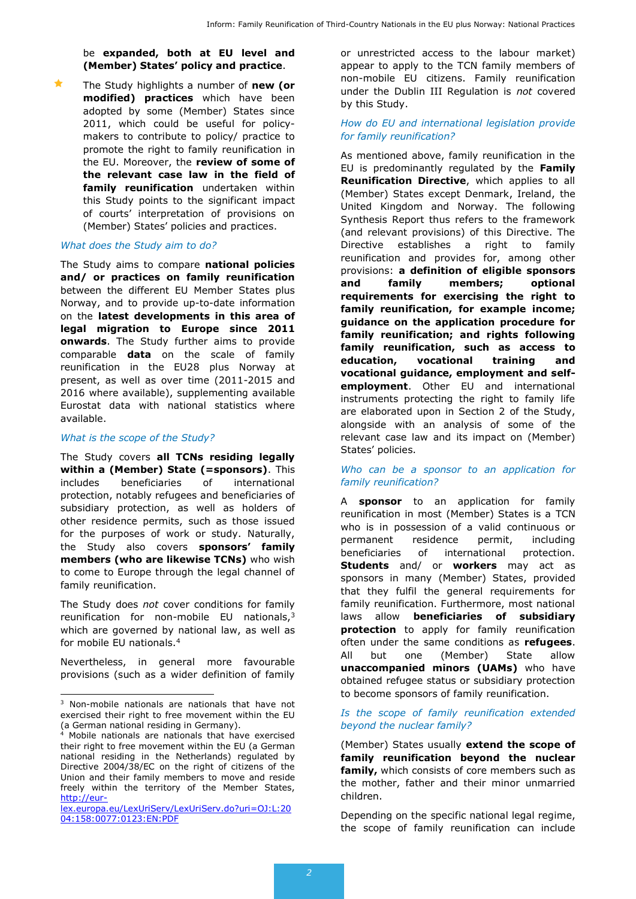be **expanded, both at EU level and (Member) States' policy and practice**.

- The Study highlights a number of **new (or modified) practices** which have been adopted by some (Member) States since 2011, which could be useful for policy-makers to contribute to policy/ practice to promote the right to family reunification in the EU. Moreover, the **review of some of the relevant case law in the field of family reunification** undertaken within this Study points to the significant impact of courts' interpretation of provisions on (Member) States' policies and practices.

### *What does the Study aim to do?*

The Study aims to compare **national policies and/ or practices on family reunification** between the different EU Member States plus Norway, and to provide up-to-date information on the **latest developments in this area of legal migration to Europe since 2011 onwards**. The Study further aims to provide comparable **data** on the scale of family reunification in the EU28 plus Norway at present, as well as over time (2011-2015 and 2016 where available), supplementing available Eurostat data with national statistics where available.

### *What is the scope of the Study?*

The Study covers **all TCNs residing legally within a (Member) State (=sponsors)**. This includes beneficiaries of international protection, notably refugees and beneficiaries of subsidiary protection, as well as holders of other residence permits, such as those issued for the purposes of work or study. Naturally, the Study also covers **sponsors' family members (who are likewise TCNs)** who wish to come to Europe through the legal channel of family reunification.

The Study does *not* cover conditions for family reunification for non-mobile EU nationals,[3] which are governed by national law, as well as for mobile EU nationals.[4]

Nevertheless, in general more favourable provisions (such as a wider definition of family or unrestricted access to the labour market) appear to apply to the TCN family members of non-mobile EU citizens. Family reunification under the Dublin III Regulation is *not* covered by this Study.

### *How do EU and international legislation provide for family reunification?*

As mentioned above, family reunification in the EU is predominantly regulated by the **Family Reunification Directive**, which applies to all (Member) States except Denmark, Ireland, the United Kingdom and Norway. The following Synthesis Report thus refers to the framework (and relevant provisions) of this Directive. The Directive establishes a right to family reunification and provides for, among other provisions: **a definition of eligible sponsors and family members; optional requirements for exercising the right to family reunification, for example income; guidance on the application procedure for family reunification; and rights following family reunification, such as access to education, vocational training and vocational guidance, employment and self-employment**. Other EU and international instruments protecting the right to family life are elaborated upon in Section 2 of the Study, alongside with an analysis of some of the relevant case law and its impact on (Member) States' policies.

### *Who can be a sponsor to an application for family reunification?*

A **sponsor** to an application for family reunification in most (Member) States is a TCN who is in possession of a valid continuous or permanent residence permit, including beneficiaries of international protection. **Students** and/ or **workers** may act as sponsors in many (Member) States, provided that they fulfil the general requirements for family reunification. Furthermore, most national laws allow **beneficiaries of subsidiary protection** to apply for family reunification often under the same conditions as **refugees**. All but one (Member) State allow **unaccompanied minors (UAMs)** who have obtained refugee status or subsidiary protection to become sponsors of family reunification.

### *Is the scope of family reunification extended beyond the nuclear family?*

(Member) States usually **extend the scope of family reunification beyond the nuclear family,** which consists of core members such as the mother, father and their minor unmarried children.

Depending on the specific national legal regime, the scope of family reunification can include

---

[3] Non-mobile nationals are nationals that have not exercised their right to free movement within the EU (a German national residing in Germany).

[4] Mobile nationals are nationals that have exercised their right to free movement within the EU (a German national residing in the Netherlands) regulated by Directive 2004/38/EC on the right of citizens of the Union and their family members to move and reside freely within the territory of the Member States, http://eur-lex.europa.eu/LexUriServ/LexUriServ.do?uri=OJ:L:2004:158:0077:0123:EN:PDF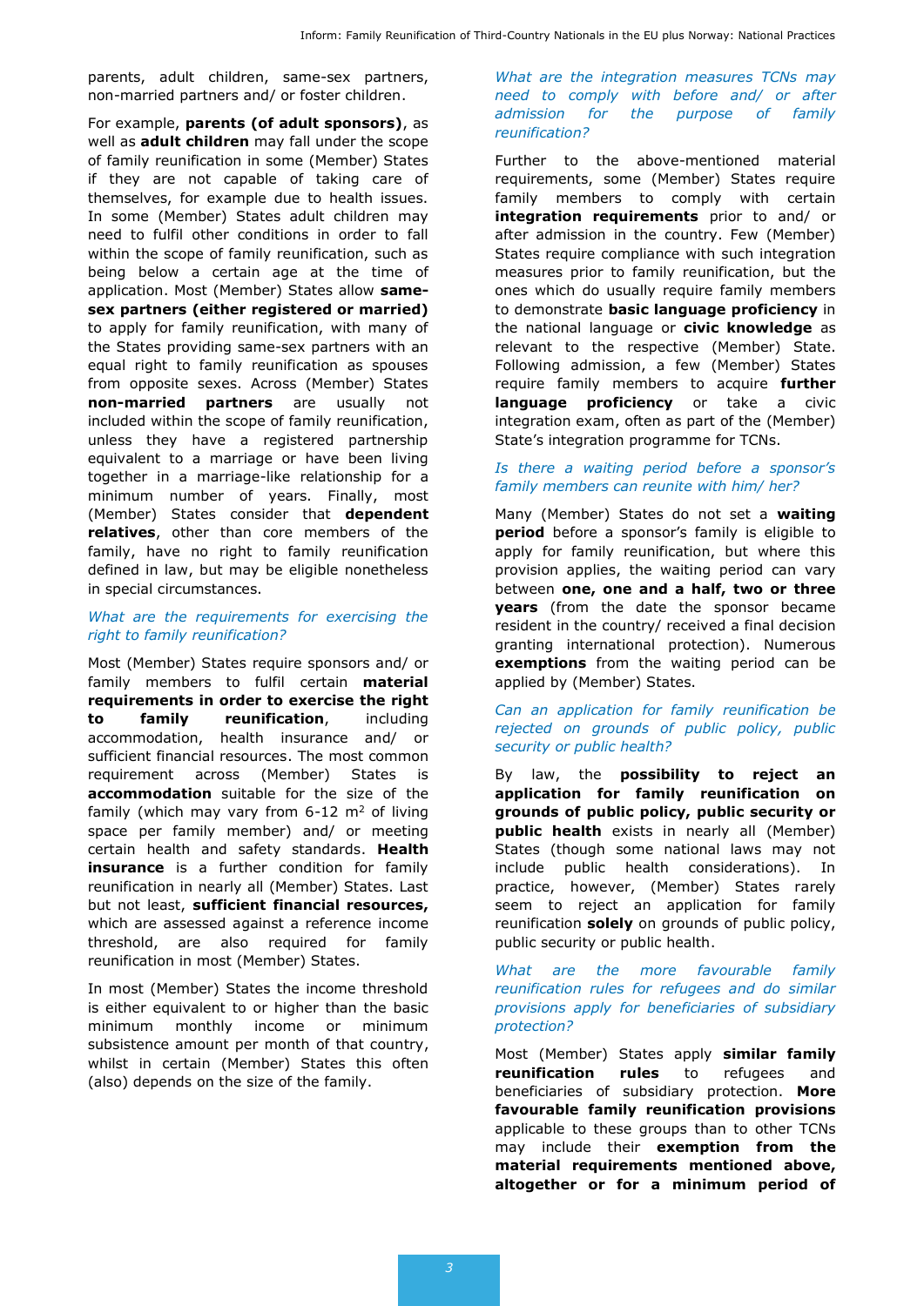parents, adult children, same-sex partners, non-married partners and/ or foster children.

For example, **parents (of adult sponsors)**, as well as **adult children** may fall under the scope of family reunification in some (Member) States if they are not capable of taking care of themselves, for example due to health issues. In some (Member) States adult children may need to fulfil other conditions in order to fall within the scope of family reunification, such as being below a certain age at the time of application. Most (Member) States allow **same-sex partners (either registered or married)** to apply for family reunification, with many of the States providing same-sex partners with an equal right to family reunification as spouses from opposite sexes. Across (Member) States **non-married partners** are usually not included within the scope of family reunification, unless they have a registered partnership equivalent to a marriage or have been living together in a marriage-like relationship for a minimum number of years. Finally, most (Member) States consider that **dependent relatives**, other than core members of the family, have no right to family reunification defined in law, but may be eligible nonetheless in special circumstances.

*What are the requirements for exercising the right to family reunification?*

Most (Member) States require sponsors and/ or family members to fulfil certain **material requirements in order to exercise the right to family reunification**, including accommodation, health insurance and/ or sufficient financial resources. The most common requirement across (Member) States is **accommodation** suitable for the size of the family (which may vary from 6-12 m$^2$ of living space per family member) and/ or meeting certain health and safety standards. **Health insurance** is a further condition for family reunification in nearly all (Member) States. Last but not least, **sufficient financial resources,** which are assessed against a reference income threshold, are also required for family reunification in most (Member) States.

In most (Member) States the income threshold is either equivalent to or higher than the basic minimum monthly income or minimum subsistence amount per month of that country, whilst in certain (Member) States this often (also) depends on the size of the family.

*What are the integration measures TCNs may need to comply with before and/ or after admission for the purpose of family reunification?*

Further to the above-mentioned material requirements, some (Member) States require family members to comply with certain **integration requirements** prior to and/ or after admission in the country. Few (Member) States require compliance with such integration measures prior to family reunification, but the ones which do usually require family members to demonstrate **basic language proficiency** in the national language or **civic knowledge** as relevant to the respective (Member) State. Following admission, a few (Member) States require family members to acquire **further language proficiency** or take a civic integration exam, often as part of the (Member) State's integration programme for TCNs.

*Is there a waiting period before a sponsor's family members can reunite with him/ her?*

Many (Member) States do not set a **waiting period** before a sponsor's family is eligible to apply for family reunification, but where this provision applies, the waiting period can vary between **one, one and a half, two or three years** (from the date the sponsor became resident in the country/ received a final decision granting international protection). Numerous **exemptions** from the waiting period can be applied by (Member) States.

*Can an application for family reunification be rejected on grounds of public policy, public security or public health?*

By law, the **possibility to reject an application for family reunification on grounds of public policy, public security or public health** exists in nearly all (Member) States (though some national laws may not include public health considerations). In practice, however, (Member) States rarely seem to reject an application for family reunification **solely** on grounds of public policy, public security or public health.

*What are the more favourable family reunification rules for refugees and do similar provisions apply for beneficiaries of subsidiary protection?*

Most (Member) States apply **similar family reunification rules** to refugees and beneficiaries of subsidiary protection. **More favourable family reunification provisions** applicable to these groups than to other TCNs may include their **exemption from the material requirements mentioned above, altogether or for a minimum period of**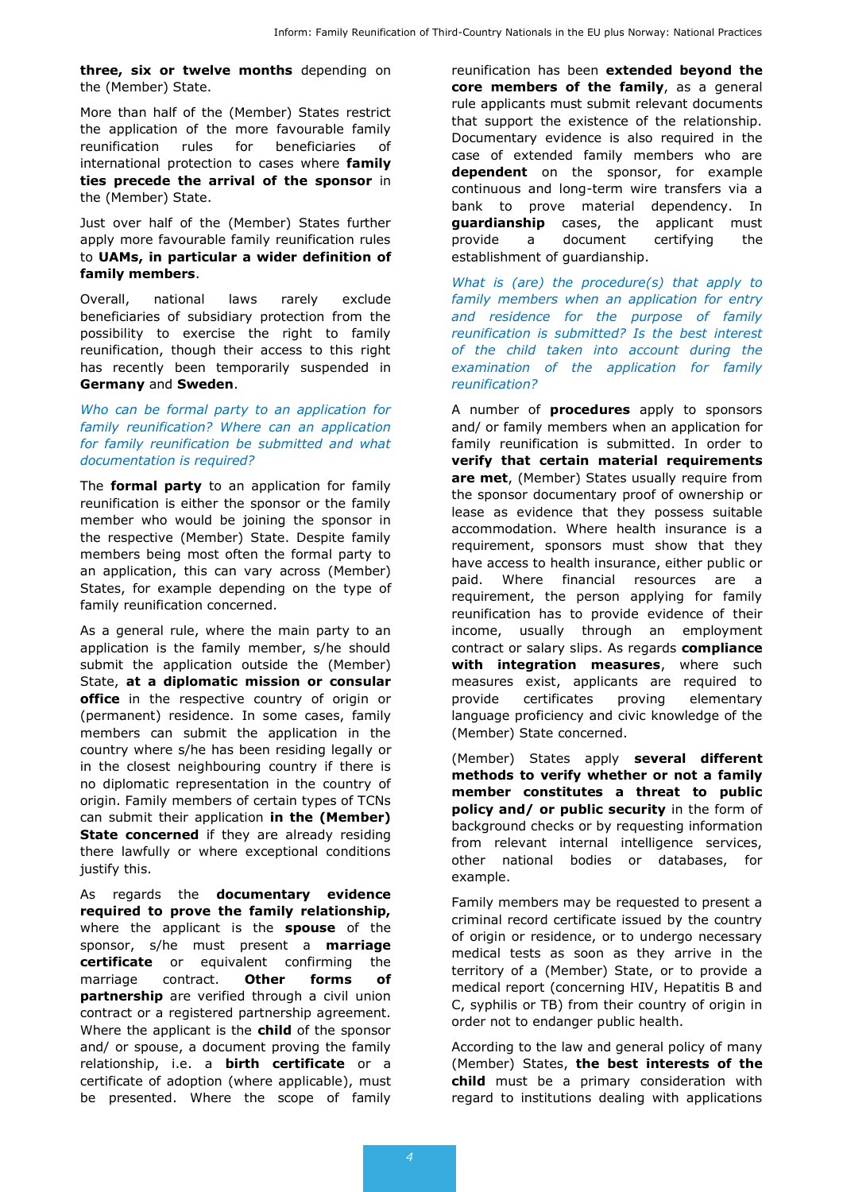**three, six or twelve months** depending on the (Member) State.

More than half of the (Member) States restrict the application of the more favourable family reunification rules for beneficiaries of international protection to cases where **family ties precede the arrival of the sponsor** in the (Member) State.

Just over half of the (Member) States further apply more favourable family reunification rules to **UAMs, in particular a wider definition of family members**.

Overall, national laws rarely exclude beneficiaries of subsidiary protection from the possibility to exercise the right to family reunification, though their access to this right has recently been temporarily suspended in **Germany** and **Sweden**.

*Who can be formal party to an application for family reunification? Where can an application for family reunification be submitted and what documentation is required?*

The **formal party** to an application for family reunification is either the sponsor or the family member who would be joining the sponsor in the respective (Member) State. Despite family members being most often the formal party to an application, this can vary across (Member) States, for example depending on the type of family reunification concerned.

As a general rule, where the main party to an application is the family member, s/he should submit the application outside the (Member) State, **at a diplomatic mission or consular office** in the respective country of origin or (permanent) residence. In some cases, family members can submit the application in the country where s/he has been residing legally or in the closest neighbouring country if there is no diplomatic representation in the country of origin. Family members of certain types of TCNs can submit their application **in the (Member) State concerned** if they are already residing there lawfully or where exceptional conditions justify this.

As regards the **documentary evidence required to prove the family relationship,** where the applicant is the **spouse** of the sponsor, s/he must present a **marriage certificate** or equivalent confirming the marriage contract. **Other forms of partnership** are verified through a civil union contract or a registered partnership agreement. Where the applicant is the **child** of the sponsor and/ or spouse, a document proving the family relationship, i.e. a **birth certificate** or a certificate of adoption (where applicable), must be presented. Where the scope of family reunification has been **extended beyond the core members of the family**, as a general rule applicants must submit relevant documents that support the existence of the relationship. Documentary evidence is also required in the case of extended family members who are **dependent** on the sponsor, for example continuous and long-term wire transfers via a bank to prove material dependency. In **guardianship** cases, the applicant must provide a document certifying the establishment of guardianship.

*What is (are) the procedure(s) that apply to family members when an application for entry and residence for the purpose of family reunification is submitted? Is the best interest of the child taken into account during the examination of the application for family reunification?*

A number of **procedures** apply to sponsors and/ or family members when an application for family reunification is submitted. In order to **verify that certain material requirements are met**, (Member) States usually require from the sponsor documentary proof of ownership or lease as evidence that they possess suitable accommodation. Where health insurance is a requirement, sponsors must show that they have access to health insurance, either public or paid. Where financial resources are a requirement, the person applying for family reunification has to provide evidence of their income, usually through an employment contract or salary slips. As regards **compliance with integration measures**, where such measures exist, applicants are required to provide certificates proving elementary language proficiency and civic knowledge of the (Member) State concerned.

(Member) States apply **several different methods to verify whether or not a family member constitutes a threat to public policy and/ or public security** in the form of background checks or by requesting information from relevant internal intelligence services, other national bodies or databases, for example.

Family members may be requested to present a criminal record certificate issued by the country of origin or residence, or to undergo necessary medical tests as soon as they arrive in the territory of a (Member) State, or to provide a medical report (concerning HIV, Hepatitis B and C, syphilis or TB) from their country of origin in order not to endanger public health.

According to the law and general policy of many (Member) States, **the best interests of the child** must be a primary consideration with regard to institutions dealing with applications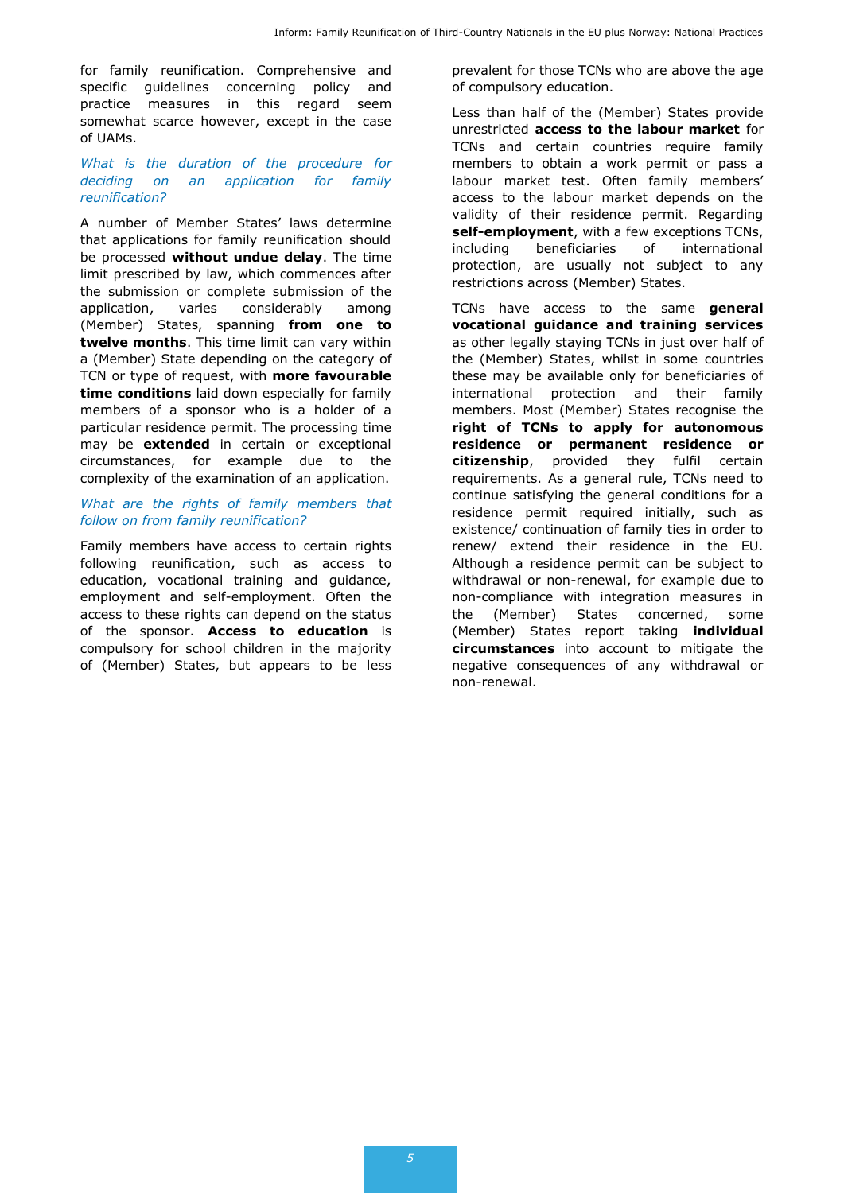for family reunification. Comprehensive and specific guidelines concerning policy and practice measures in this regard seem somewhat scarce however, except in the case of UAMs.

### *What is the duration of the procedure for deciding on an application for family reunification?*

A number of Member States' laws determine that applications for family reunification should be processed **without undue delay**. The time limit prescribed by law, which commences after the submission or complete submission of the application, varies considerably among (Member) States, spanning **from one to twelve months**. This time limit can vary within a (Member) State depending on the category of TCN or type of request, with **more favourable time conditions** laid down especially for family members of a sponsor who is a holder of a particular residence permit. The processing time may be **extended** in certain or exceptional circumstances, for example due to the complexity of the examination of an application.

### *What are the rights of family members that follow on from family reunification?*

Family members have access to certain rights following reunification, such as access to education, vocational training and guidance, employment and self-employment. Often the access to these rights can depend on the status of the sponsor. **Access to education** is compulsory for school children in the majority of (Member) States, but appears to be less prevalent for those TCNs who are above the age of compulsory education.

Less than half of the (Member) States provide unrestricted **access to the labour market** for TCNs and certain countries require family members to obtain a work permit or pass a labour market test. Often family members' access to the labour market depends on the validity of their residence permit. Regarding **self-employment**, with a few exceptions TCNs, including beneficiaries of international protection, are usually not subject to any restrictions across (Member) States.

TCNs have access to the same **general vocational guidance and training services** as other legally staying TCNs in just over half of the (Member) States, whilst in some countries these may be available only for beneficiaries of international protection and their family members. Most (Member) States recognise the **right of TCNs to apply for autonomous residence or permanent residence or citizenship**, provided they fulfil certain requirements. As a general rule, TCNs need to continue satisfying the general conditions for a residence permit required initially, such as existence/ continuation of family ties in order to renew/ extend their residence in the EU. Although a residence permit can be subject to withdrawal or non-renewal, for example due to non-compliance with integration measures in the (Member) States concerned, some (Member) States report taking **individual circumstances** into account to mitigate the negative consequences of any withdrawal or non-renewal.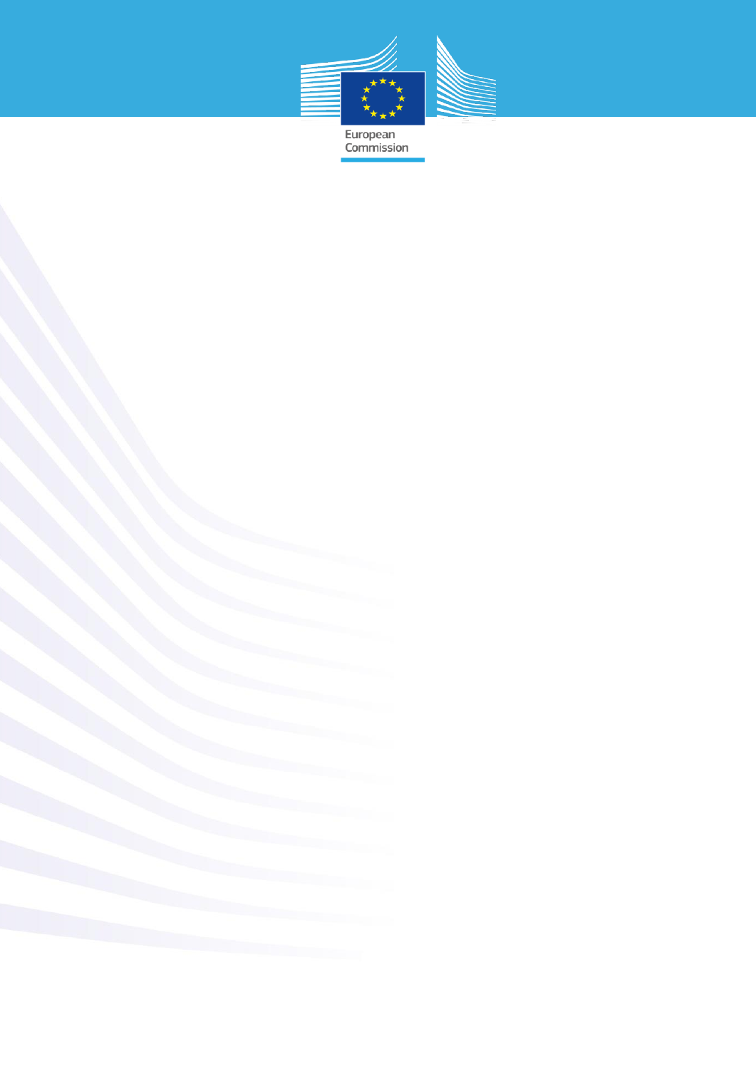European Commission